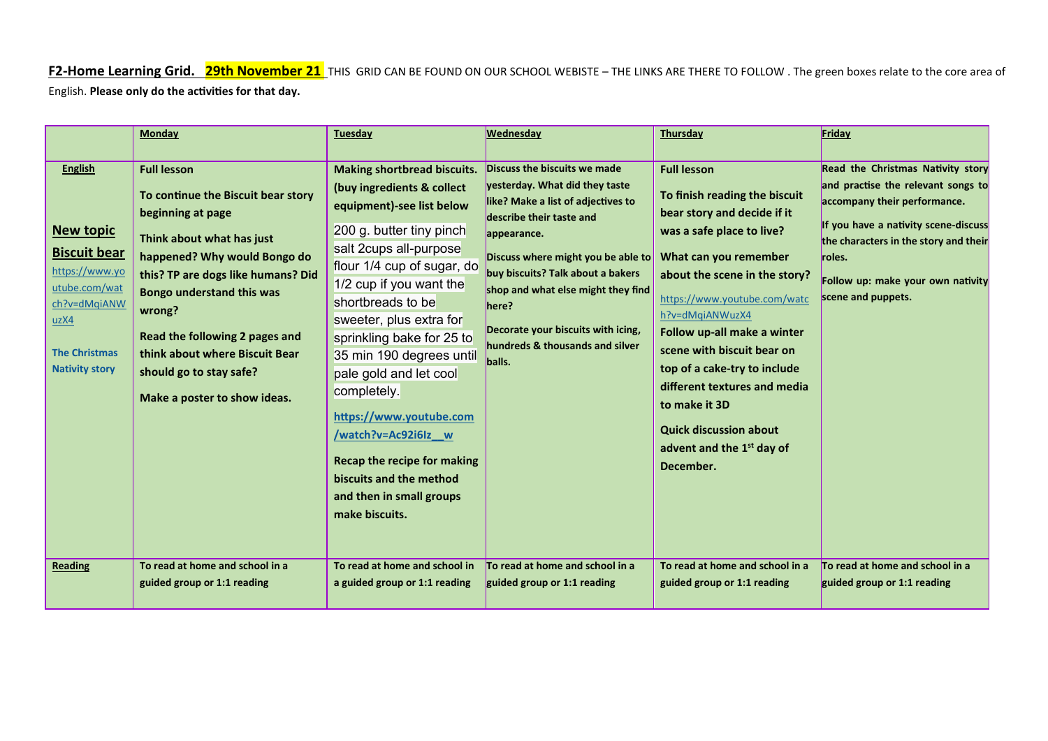**F2-Home Learning Grid. 29th November 21** THIS GRID CAN BE FOUND ON OUR SCHOOL WEBISTE – THE LINKS ARE THERE TO FOLLOW . The green boxes relate to the core area of English. **Please only do the activities for that day.**

| | **Monday** | **Tuesday** | **Wednesday** | **Thursday** | **Friday** |
|---|---|---|---|---|---|
| **English**<br><br>**New topic Biscuit bear**<br>https://www.youtube.com/watch?v=dMqiANWuzX4<br><br>**The Christmas Nativity story** | **Full lesson**<br><br>**To continue the Biscuit bear story beginning at page**<br><br>**Think about what has just happened? Why would Bongo do this? TP are dogs like humans? Did Bongo understand this was wrong?**<br><br>**Read the following 2 pages and think about where Biscuit Bear should go to stay safe?**<br><br>**Make a poster to show ideas.** | **Making shortbread biscuits. (buy ingredients & collect equipment)-see list below**<br><br>200 g. butter tiny pinch salt 2cups all-purpose flour 1/4 cup of sugar, do 1/2 cup if you want the shortbreads to be sweeter, plus extra for sprinkling bake for 25 to 35 min 190 degrees until pale gold and let cool completely.<br><br>**https://www.youtube.com/watch?v=Ac92i6Iz__w**<br><br>**Recap the recipe for making biscuits and the method and then in small groups make biscuits.** | **Discuss the biscuits we made yesterday. What did they taste like? Make a list of adjectives to describe their taste and appearance.**<br><br>**Discuss where might you be able to buy biscuits? Talk about a bakers shop and what else might they find here?**<br><br>**Decorate your biscuits with icing, hundreds & thousands and silver balls.** | **Full lesson**<br><br>**To finish reading the biscuit bear story and decide if it was a safe place to live?**<br><br>**What can you remember about the scene in the story?**<br><br>https://www.youtube.com/watch?v=dMqiANWuzX4<br><br>**Follow up-all make a winter scene with biscuit bear on top of a cake-try to include different textures and media to make it 3D**<br><br>**Quick discussion about advent and the 1st day of December.** | **Read the Christmas Nativity story and practise the relevant songs to accompany their performance.**<br><br>**If you have a nativity scene-discuss the characters in the story and their roles.**<br><br>**Follow up: make your own nativity scene and puppets.** |
| **Reading** | **To read at home and school in a guided group or 1:1 reading** | **To read at home and school in a guided group or 1:1 reading** | **To read at home and school in a guided group or 1:1 reading** | **To read at home and school in a guided group or 1:1 reading** | **To read at home and school in a guided group or 1:1 reading** |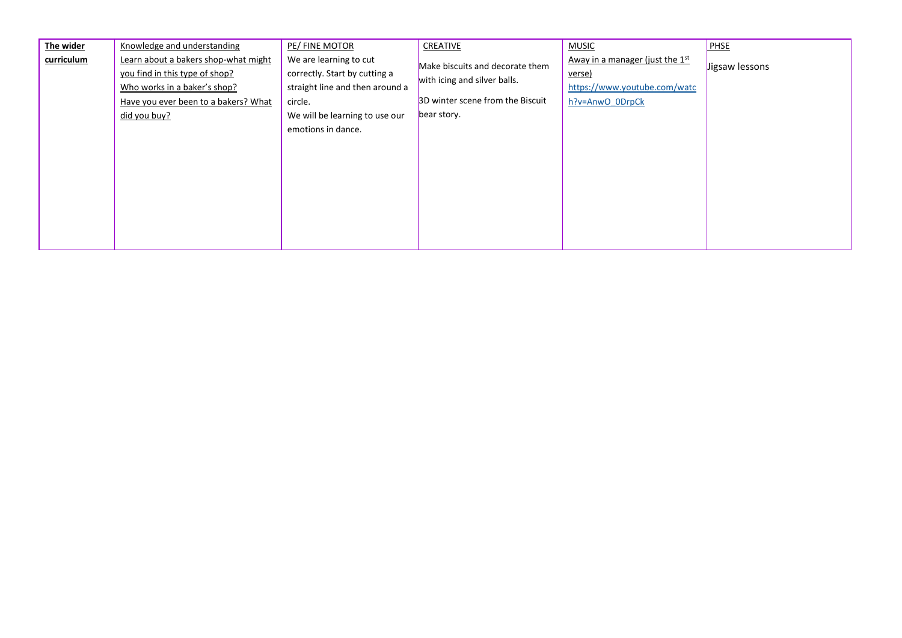| | | | | | |
|---|---|---|---|---|---|
| **The wider curriculum** | Knowledge and understanding<br>Learn about a bakers shop-what might you find in this type of shop?<br>Who works in a baker's shop?<br>Have you ever been to a bakers? What did you buy? | PE/ FINE MOTOR<br>We are learning to cut correctly. Start by cutting a straight line and then around a circle.<br>We will be learning to use our emotions in dance. | CREATIVE<br>Make biscuits and decorate them with icing and silver balls.<br>3D winter scene from the Biscuit bear story. | MUSIC<br>Away in a manager (just the 1st verse)<br>https://www.youtube.com/watch?v=AnwO_0DrpCk | PHSE<br>Jigsaw lessons |